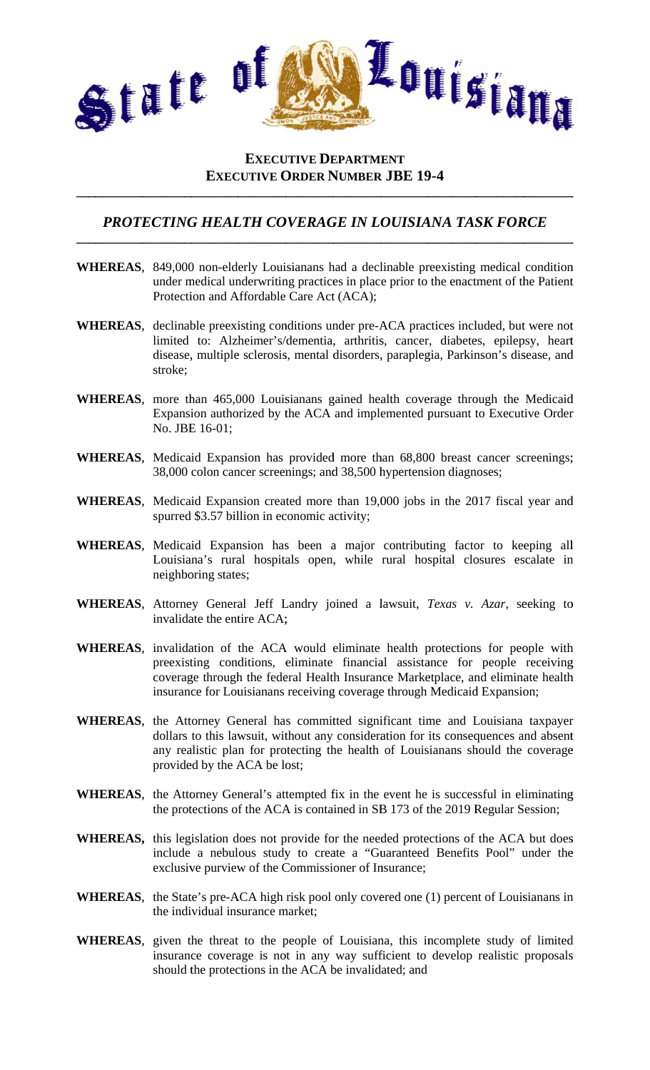# State of Louisiana

## EXECUTIVE DEPARTMENT
## EXECUTIVE ORDER NUMBER JBE 19-4

---

### *PROTECTING HEALTH COVERAGE IN LOUISIANA TASK FORCE*

---

**WHEREAS**, 849,000 non-elderly Louisianans had a declinable preexisting medical condition under medical underwriting practices in place prior to the enactment of the Patient Protection and Affordable Care Act (ACA);

**WHEREAS**, declinable preexisting conditions under pre-ACA practices included, but were not limited to: Alzheimer's/dementia, arthritis, cancer, diabetes, epilepsy, heart disease, multiple sclerosis, mental disorders, paraplegia, Parkinson's disease, and stroke;

**WHEREAS**, more than 465,000 Louisianans gained health coverage through the Medicaid Expansion authorized by the ACA and implemented pursuant to Executive Order No. JBE 16-01;

**WHEREAS**, Medicaid Expansion has provided more than 68,800 breast cancer screenings; 38,000 colon cancer screenings; and 38,500 hypertension diagnoses;

**WHEREAS**, Medicaid Expansion created more than 19,000 jobs in the 2017 fiscal year and spurred $3.57 billion in economic activity;

**WHEREAS**, Medicaid Expansion has been a major contributing factor to keeping all Louisiana's rural hospitals open, while rural hospital closures escalate in neighboring states;

**WHEREAS**, Attorney General Jeff Landry joined a lawsuit, *Texas v. Azar*, seeking to invalidate the entire ACA;

**WHEREAS**, invalidation of the ACA would eliminate health protections for people with preexisting conditions, eliminate financial assistance for people receiving coverage through the federal Health Insurance Marketplace, and eliminate health insurance for Louisianans receiving coverage through Medicaid Expansion;

**WHEREAS**, the Attorney General has committed significant time and Louisiana taxpayer dollars to this lawsuit, without any consideration for its consequences and absent any realistic plan for protecting the health of Louisianans should the coverage provided by the ACA be lost;

**WHEREAS**, the Attorney General's attempted fix in the event he is successful in eliminating the protections of the ACA is contained in SB 173 of the 2019 Regular Session;

**WHEREAS,** this legislation does not provide for the needed protections of the ACA but does include a nebulous study to create a "Guaranteed Benefits Pool" under the exclusive purview of the Commissioner of Insurance;

**WHEREAS**, the State's pre-ACA high risk pool only covered one (1) percent of Louisianans in the individual insurance market;

**WHEREAS**, given the threat to the people of Louisiana, this incomplete study of limited insurance coverage is not in any way sufficient to develop realistic proposals should the protections in the ACA be invalidated; and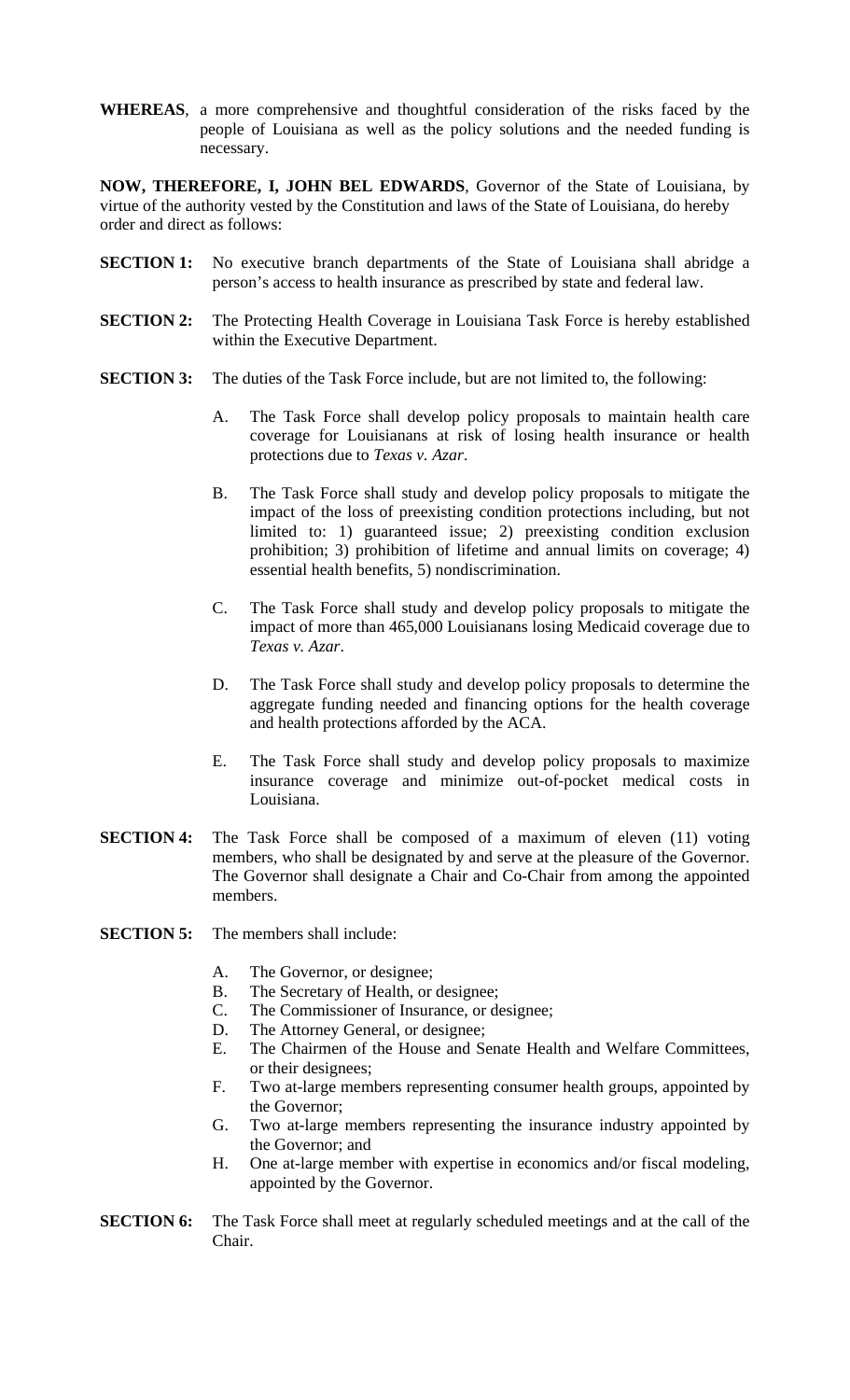**WHEREAS**, a more comprehensive and thoughtful consideration of the risks faced by the people of Louisiana as well as the policy solutions and the needed funding is necessary.

**NOW, THEREFORE, I, JOHN BEL EDWARDS**, Governor of the State of Louisiana, by virtue of the authority vested by the Constitution and laws of the State of Louisiana, do hereby order and direct as follows:

**SECTION 1:** No executive branch departments of the State of Louisiana shall abridge a person's access to health insurance as prescribed by state and federal law.

**SECTION 2:** The Protecting Health Coverage in Louisiana Task Force is hereby established within the Executive Department.

**SECTION 3:** The duties of the Task Force include, but are not limited to, the following:

A. The Task Force shall develop policy proposals to maintain health care coverage for Louisianans at risk of losing health insurance or health protections due to *Texas v. Azar*.

B. The Task Force shall study and develop policy proposals to mitigate the impact of the loss of preexisting condition protections including, but not limited to: 1) guaranteed issue; 2) preexisting condition exclusion prohibition; 3) prohibition of lifetime and annual limits on coverage; 4) essential health benefits, 5) nondiscrimination.

C. The Task Force shall study and develop policy proposals to mitigate the impact of more than 465,000 Louisianans losing Medicaid coverage due to *Texas v. Azar*.

D. The Task Force shall study and develop policy proposals to determine the aggregate funding needed and financing options for the health coverage and health protections afforded by the ACA.

E. The Task Force shall study and develop policy proposals to maximize insurance coverage and minimize out-of-pocket medical costs in Louisiana.

**SECTION 4:** The Task Force shall be composed of a maximum of eleven (11) voting members, who shall be designated by and serve at the pleasure of the Governor. The Governor shall designate a Chair and Co-Chair from among the appointed members.

**SECTION 5:** The members shall include:

A. The Governor, or designee;
B. The Secretary of Health, or designee;
C. The Commissioner of Insurance, or designee;
D. The Attorney General, or designee;
E. The Chairmen of the House and Senate Health and Welfare Committees, or their designees;
F. Two at-large members representing consumer health groups, appointed by the Governor;
G. Two at-large members representing the insurance industry appointed by the Governor; and
H. One at-large member with expertise in economics and/or fiscal modeling, appointed by the Governor.

**SECTION 6:** The Task Force shall meet at regularly scheduled meetings and at the call of the Chair.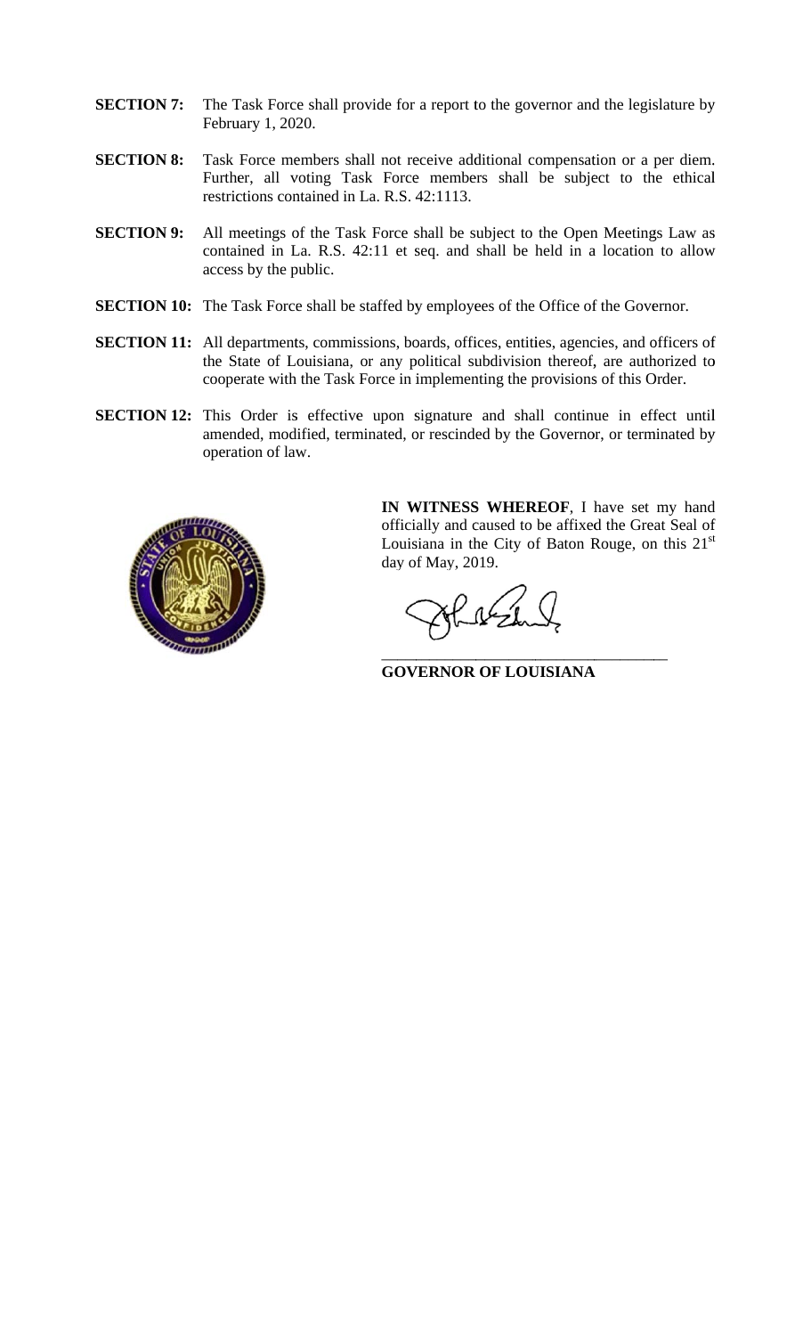**SECTION 7:** The Task Force shall provide for a report to the governor and the legislature by February 1, 2020.

**SECTION 8:** Task Force members shall not receive additional compensation or a per diem. Further, all voting Task Force members shall be subject to the ethical restrictions contained in La. R.S. 42:1113.

**SECTION 9:** All meetings of the Task Force shall be subject to the Open Meetings Law as contained in La. R.S. 42:11 et seq. and shall be held in a location to allow access by the public.

**SECTION 10:** The Task Force shall be staffed by employees of the Office of the Governor.

**SECTION 11:** All departments, commissions, boards, offices, entities, agencies, and officers of the State of Louisiana, or any political subdivision thereof, are authorized to cooperate with the Task Force in implementing the provisions of this Order.

**SECTION 12:** This Order is effective upon signature and shall continue in effect until amended, modified, terminated, or rescinded by the Governor, or terminated by operation of law.

**IN WITNESS WHEREOF**, I have set my hand officially and caused to be affixed the Great Seal of Louisiana in the City of Baton Rouge, on this 21st day of May, 2019.

\_\_\_\_\_\_\_\_\_\_\_\_\_\_\_\_\_\_\_\_\_\_\_\_\_\_\_\_\_\_\_\_\_\_\_\_

**GOVERNOR OF LOUISIANA**